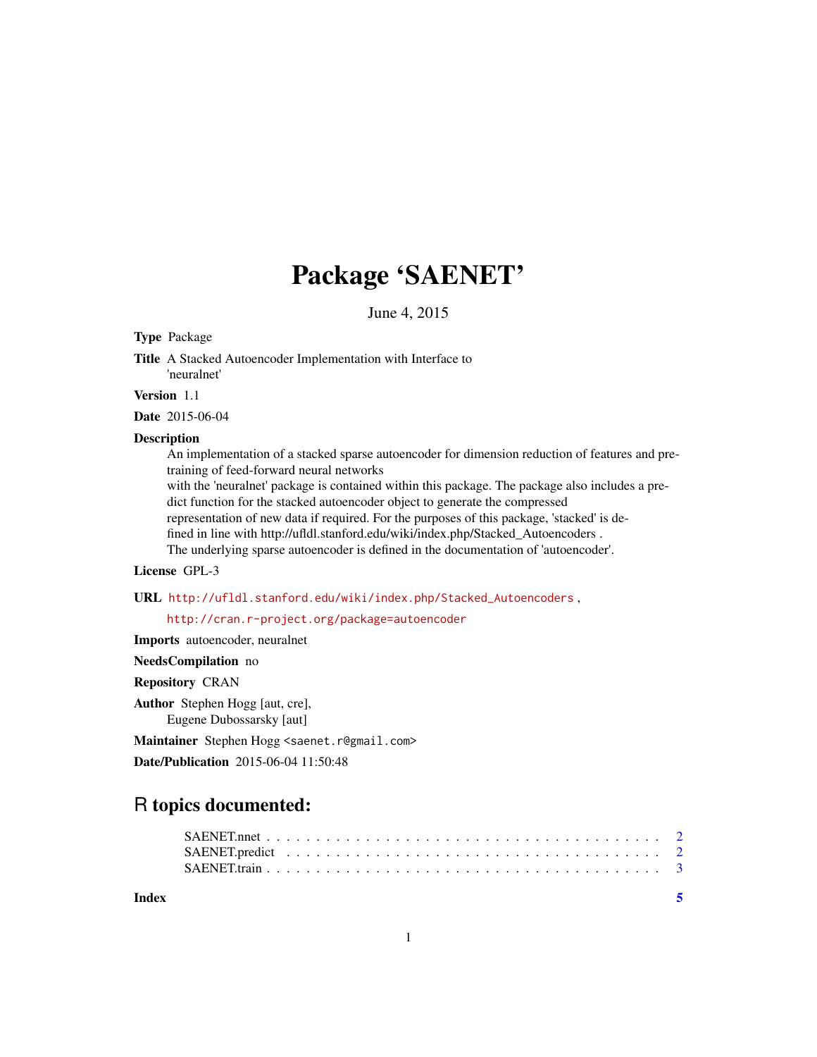# Package 'SAENET'

June 4, 2015

**Type** Package

**Title** A Stacked Autoencoder Implementation with Interface to 'neuralnet'

**Version** 1.1

**Date** 2015-06-04

**Description** An implementation of a stacked sparse autoencoder for dimension reduction of features and pre-training of feed-forward neural networks with the 'neuralnet' package is contained within this package. The package also includes a predict function for the stacked autoencoder object to generate the compressed representation of new data if required. For the purposes of this package, 'stacked' is defined in line with http://ufldl.stanford.edu/wiki/index.php/Stacked_Autoencoders . The underlying sparse autoencoder is defined in the documentation of 'autoencoder'.

**License** GPL-3

**URL** http://ufldl.stanford.edu/wiki/index.php/Stacked_Autoencoders , http://cran.r-project.org/package=autoencoder

**Imports** autoencoder, neuralnet

**NeedsCompilation** no

**Repository** CRAN

**Author** Stephen Hogg [aut, cre], Eugene Dubossarsky [aut]

**Maintainer** Stephen Hogg <saenet.r@gmail.com>

**Date/Publication** 2015-06-04 11:50:48

## R topics documented:

| | |
|---|---|
| SAENET.nnet | 2 |
| SAENET.predict | 2 |
| SAENET.train | 3 |
| **Index** | **5** |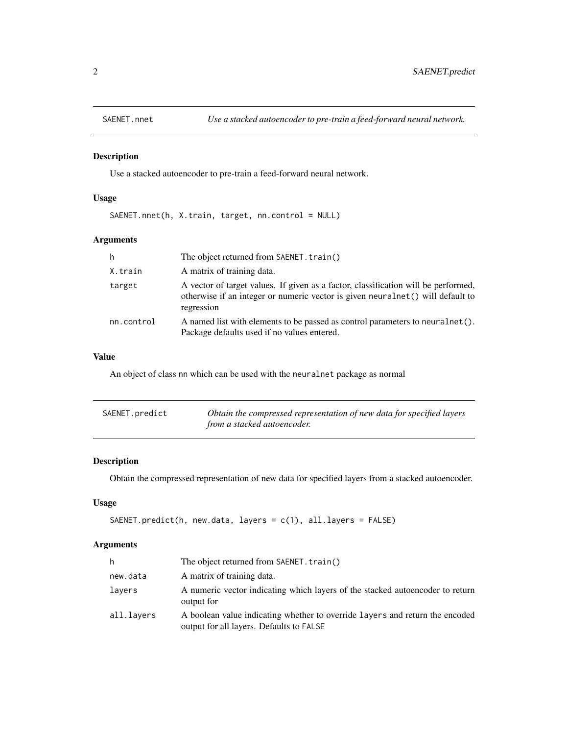## SAENET.nnet

*Use a stacked autoencoder to pre-train a feed-forward neural network.*

### Description

Use a stacked autoencoder to pre-train a feed-forward neural network.

### Usage

```
SAENET.nnet(h, X.train, target, nn.control = NULL)
```

### Arguments

| | |
|---|---|
| h | The object returned from `SAENET.train()` |
| X.train | A matrix of training data. |
| target | A vector of target values. If given as a factor, classification will be performed, otherwise if an integer or numeric vector is given `neuralnet()` will default to regression |
| nn.control | A named list with elements to be passed as control parameters to `neuralnet()`. Package defaults used if no values entered. |

### Value

An object of class `nn` which can be used with the `neuralnet` package as normal

## SAENET.predict

*Obtain the compressed representation of new data for specified layers from a stacked autoencoder.*

### Description

Obtain the compressed representation of new data for specified layers from a stacked autoencoder.

### Usage

```
SAENET.predict(h, new.data, layers = c(1), all.layers = FALSE)
```

### Arguments

| | |
|---|---|
| h | The object returned from `SAENET.train()` |
| new.data | A matrix of training data. |
| layers | A numeric vector indicating which layers of the stacked autoencoder to return output for |
| all.layers | A boolean value indicating whether to override `layers` and return the encoded output for all layers. Defaults to `FALSE` |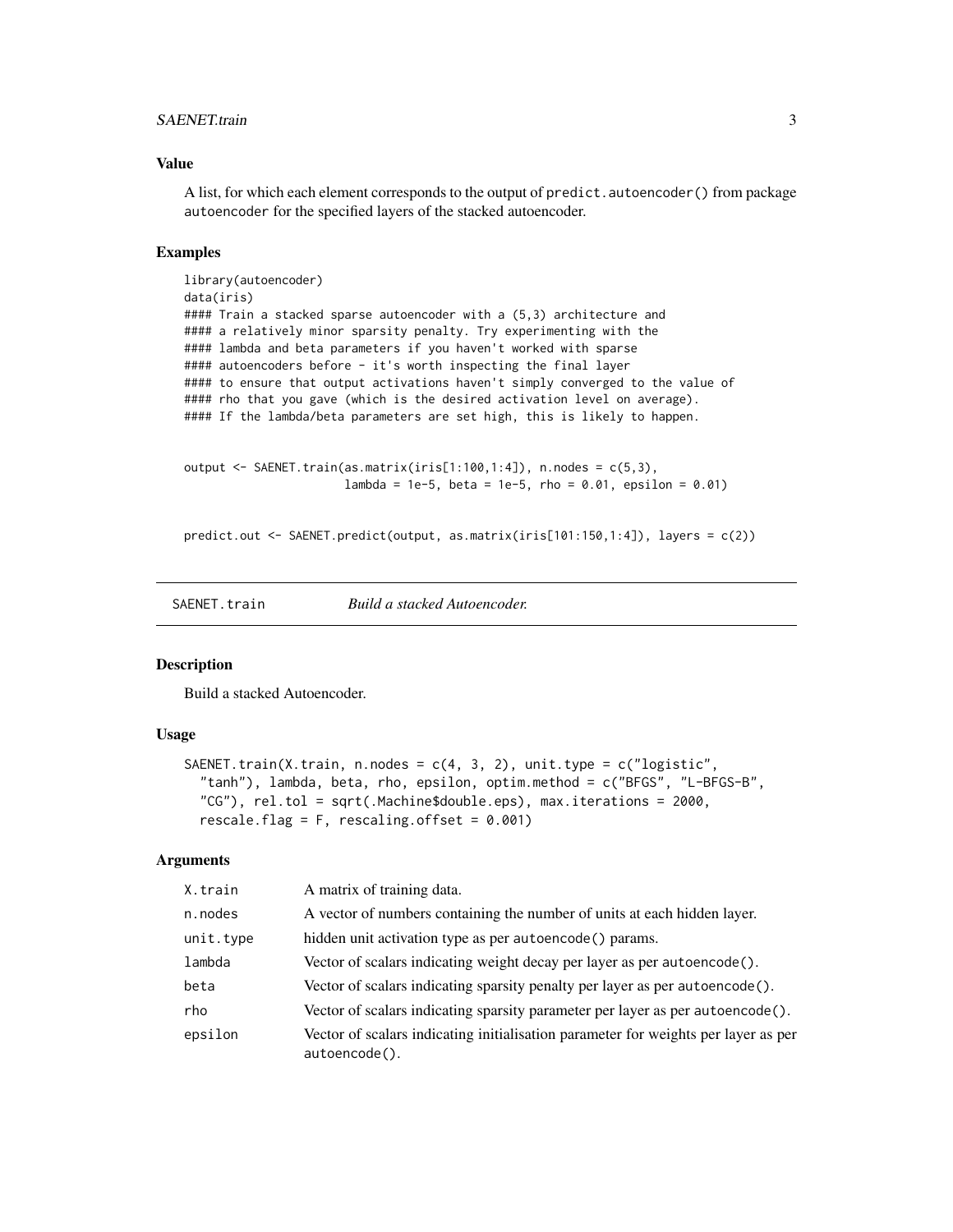### Value

A list, for which each element corresponds to the output of `predict.autoencoder()` from package `autoencoder` for the specified layers of the stacked autoencoder.

### Examples

```
library(autoencoder)
data(iris)
#### Train a stacked sparse autoencoder with a (5,3) architecture and
#### a relatively minor sparsity penalty. Try experimenting with the
#### lambda and beta parameters if you haven't worked with sparse
#### autoencoders before - it's worth inspecting the final layer
#### to ensure that output activations haven't simply converged to the value of
#### rho that you gave (which is the desired activation level on average).
#### If the lambda/beta parameters are set high, this is likely to happen.


output <- SAENET.train(as.matrix(iris[1:100,1:4]), n.nodes = c(5,3),
                       lambda = 1e-5, beta = 1e-5, rho = 0.01, epsilon = 0.01)


predict.out <- SAENET.predict(output, as.matrix(iris[101:150,1:4]), layers = c(2))
```

---

## SAENET.train — *Build a stacked Autoencoder.*

### Description

Build a stacked Autoencoder.

### Usage

```
SAENET.train(X.train, n.nodes = c(4, 3, 2), unit.type = c("logistic",
  "tanh"), lambda, beta, rho, epsilon, optim.method = c("BFGS", "L-BFGS-B",
  "CG"), rel.tol = sqrt(.Machine$double.eps), max.iterations = 2000,
  rescale.flag = F, rescaling.offset = 0.001)
```

### Arguments

| Argument | Description |
|---|---|
| `X.train` | A matrix of training data. |
| `n.nodes` | A vector of numbers containing the number of units at each hidden layer. |
| `unit.type` | hidden unit activation type as per `autoencode()` params. |
| `lambda` | Vector of scalars indicating weight decay per layer as per `autoencode()`. |
| `beta` | Vector of scalars indicating sparsity penalty per layer as per `autoencode()`. |
| `rho` | Vector of scalars indicating sparsity parameter per layer as per `autoencode()`. |
| `epsilon` | Vector of scalars indicating initialisation parameter for weights per layer as per `autoencode()`. |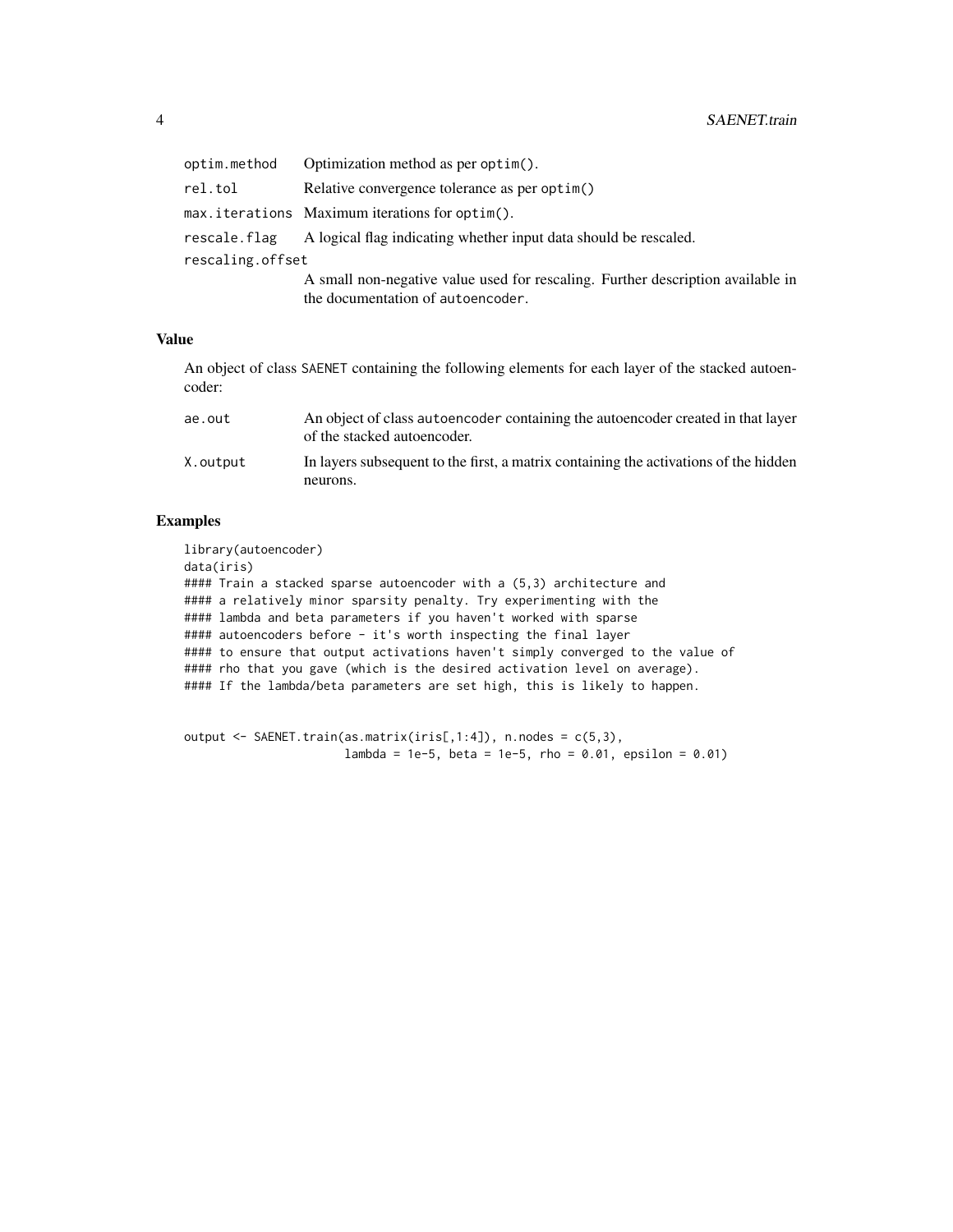| | |
|---|---|
| optim.method | Optimization method as per optim(). |
| rel.tol | Relative convergence tolerance as per optim() |
| max.iterations | Maximum iterations for optim(). |
| rescale.flag | A logical flag indicating whether input data should be rescaled. |
| rescaling.offset | A small non-negative value used for rescaling. Further description available in the documentation of autoencoder. |

## Value

An object of class SAENET containing the following elements for each layer of the stacked autoencoder:

| | |
|---|---|
| ae.out | An object of class autoencoder containing the autoencoder created in that layer of the stacked autoencoder. |
| X.output | In layers subsequent to the first, a matrix containing the activations of the hidden neurons. |

## Examples

```
library(autoencoder)
data(iris)
#### Train a stacked sparse autoencoder with a (5,3) architecture and
#### a relatively minor sparsity penalty. Try experimenting with the
#### lambda and beta parameters if you haven't worked with sparse
#### autoencoders before - it's worth inspecting the final layer
#### to ensure that output activations haven't simply converged to the value of
#### rho that you gave (which is the desired activation level on average).
#### If the lambda/beta parameters are set high, this is likely to happen.


output <- SAENET.train(as.matrix(iris[,1:4]), n.nodes = c(5,3),
                       lambda = 1e-5, beta = 1e-5, rho = 0.01, epsilon = 0.01)
```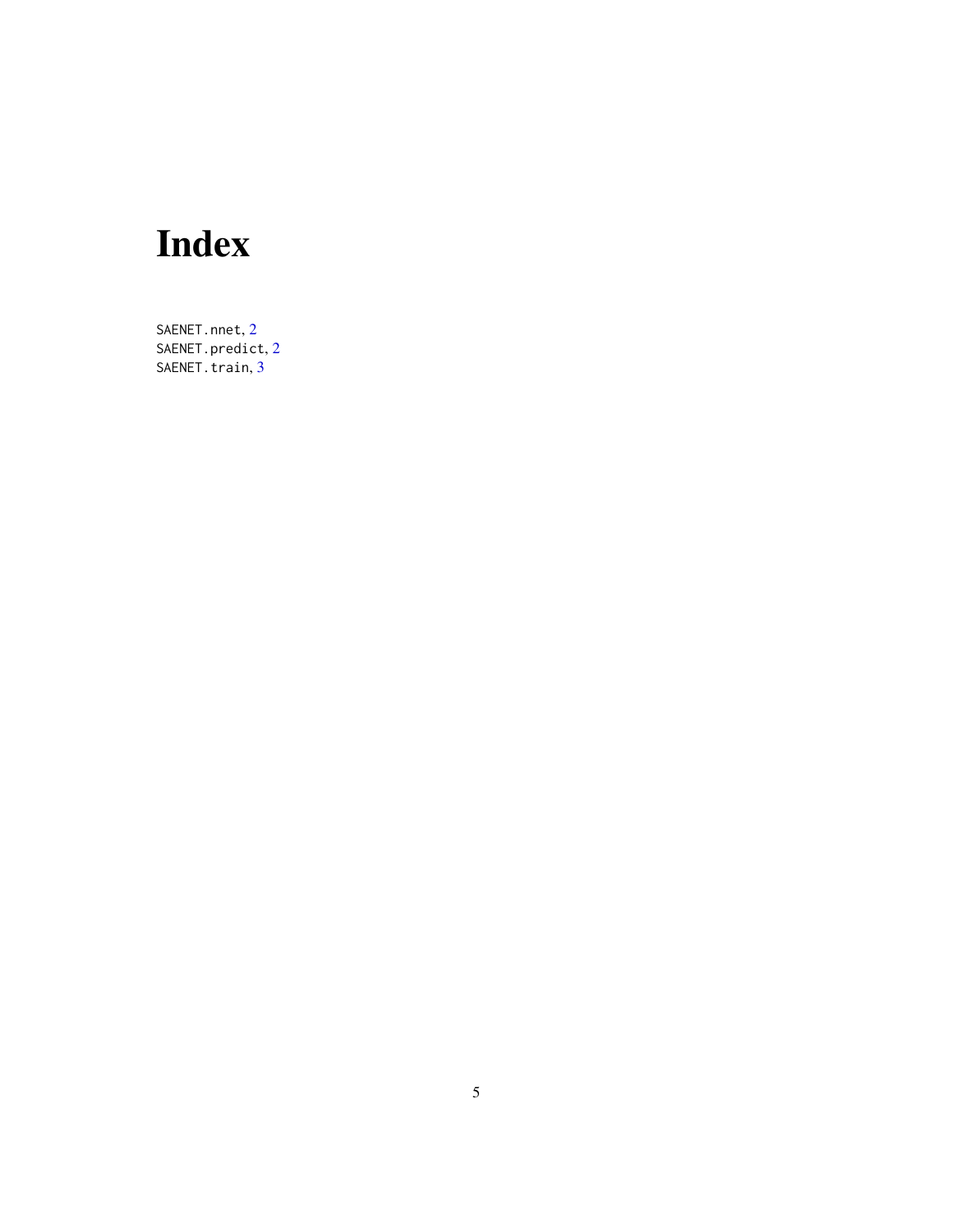# Index

SAENET.nnet, 2
SAENET.predict, 2
SAENET.train, 3